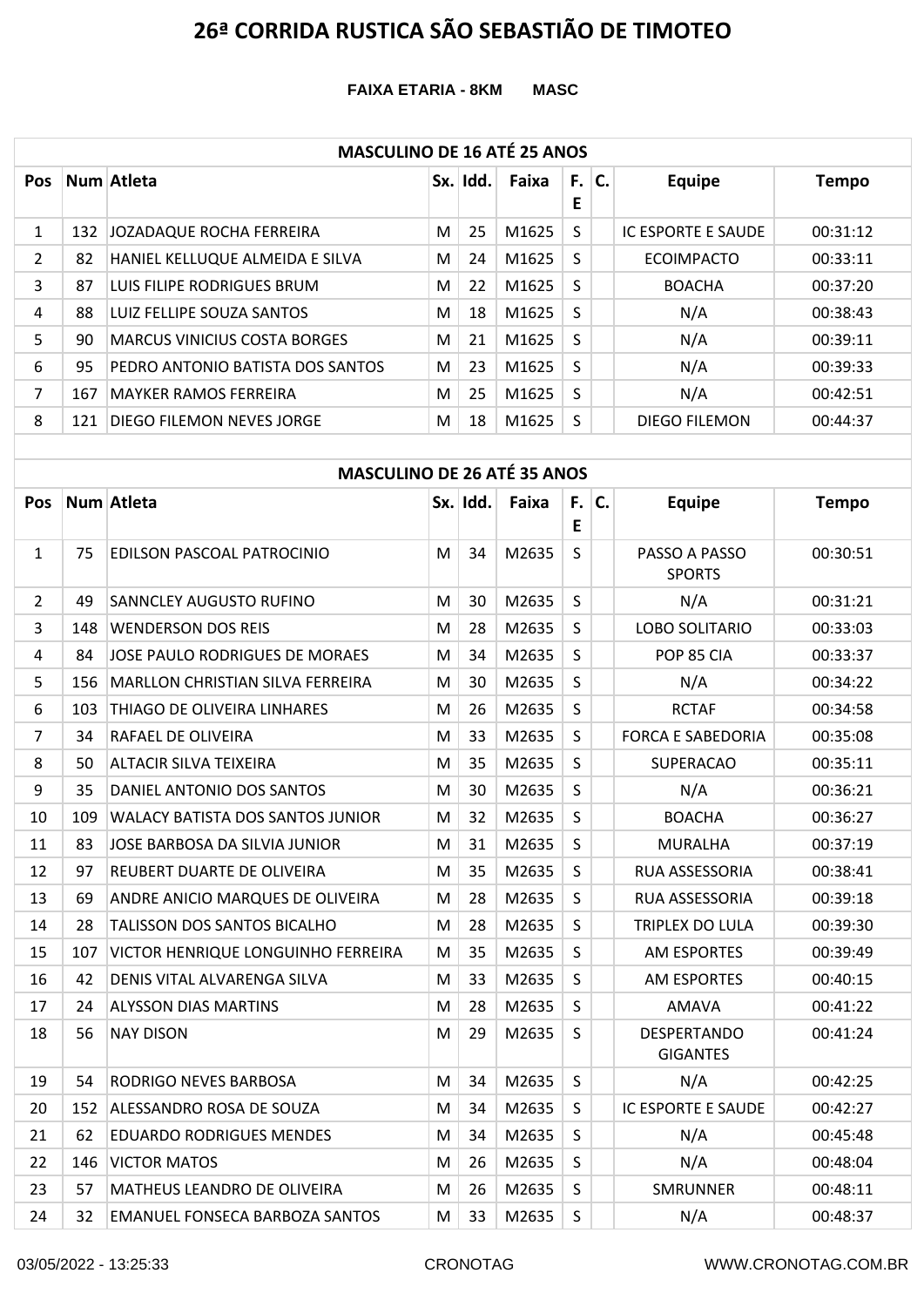# 26ª CORRIDA RUSTICA SÃO SEBASTIÃO DE TIMOTEO

**FAIXA ETARIA - 8KM MASC**

| MASCULINO DE 16 ATÉ 25 ANOS | | | | | | | | | |
|---|---|---|---|---|---|---|---|---|---|
| **Pos** | **Num** | **Atleta** | **Sx.** | **Idd.** | **Faixa** | **F. E** | **C.** | **Equipe** | **Tempo** |
| 1 | 132 | JOZADAQUE ROCHA FERREIRA | M | 25 | M1625 | S | | IC ESPORTE E SAUDE | 00:31:12 |
| 2 | 82 | HANIEL KELLUQUE ALMEIDA E SILVA | M | 24 | M1625 | S | | ECOIMPACTO | 00:33:11 |
| 3 | 87 | LUIS FILIPE RODRIGUES BRUM | M | 22 | M1625 | S | | BOACHA | 00:37:20 |
| 4 | 88 | LUIZ FELLIPE SOUZA SANTOS | M | 18 | M1625 | S | | N/A | 00:38:43 |
| 5 | 90 | MARCUS VINICIUS COSTA BORGES | M | 21 | M1625 | S | | N/A | 00:39:11 |
| 6 | 95 | PEDRO ANTONIO BATISTA DOS SANTOS | M | 23 | M1625 | S | | N/A | 00:39:33 |
| 7 | 167 | MAYKER RAMOS FERREIRA | M | 25 | M1625 | S | | N/A | 00:42:51 |
| 8 | 121 | DIEGO FILEMON NEVES JORGE | M | 18 | M1625 | S | | DIEGO FILEMON | 00:44:37 |

| MASCULINO DE 26 ATÉ 35 ANOS | | | | | | | | | |
|---|---|---|---|---|---|---|---|---|---|
| **Pos** | **Num** | **Atleta** | **Sx.** | **Idd.** | **Faixa** | **F. E** | **C.** | **Equipe** | **Tempo** |
| 1 | 75 | EDILSON PASCOAL PATROCINIO | M | 34 | M2635 | S | | PASSO A PASSO SPORTS | 00:30:51 |
| 2 | 49 | SANNCLEY AUGUSTO RUFINO | M | 30 | M2635 | S | | N/A | 00:31:21 |
| 3 | 148 | WENDERSON DOS REIS | M | 28 | M2635 | S | | LOBO SOLITARIO | 00:33:03 |
| 4 | 84 | JOSE PAULO RODRIGUES DE MORAES | M | 34 | M2635 | S | | POP 85 CIA | 00:33:37 |
| 5 | 156 | MARLLON CHRISTIAN SILVA FERREIRA | M | 30 | M2635 | S | | N/A | 00:34:22 |
| 6 | 103 | THIAGO DE OLIVEIRA LINHARES | M | 26 | M2635 | S | | RCTAF | 00:34:58 |
| 7 | 34 | RAFAEL DE OLIVEIRA | M | 33 | M2635 | S | | FORCA E SABEDORIA | 00:35:08 |
| 8 | 50 | ALTACIR SILVA TEIXEIRA | M | 35 | M2635 | S | | SUPERACAO | 00:35:11 |
| 9 | 35 | DANIEL ANTONIO DOS SANTOS | M | 30 | M2635 | S | | N/A | 00:36:21 |
| 10 | 109 | WALACY BATISTA DOS SANTOS JUNIOR | M | 32 | M2635 | S | | BOACHA | 00:36:27 |
| 11 | 83 | JOSE BARBOSA DA SILVIA JUNIOR | M | 31 | M2635 | S | | MURALHA | 00:37:19 |
| 12 | 97 | REUBERT DUARTE DE OLIVEIRA | M | 35 | M2635 | S | | RUA ASSESSORIA | 00:38:41 |
| 13 | 69 | ANDRE ANICIO MARQUES DE OLIVEIRA | M | 28 | M2635 | S | | RUA ASSESSORIA | 00:39:18 |
| 14 | 28 | TALISSON DOS SANTOS BICALHO | M | 28 | M2635 | S | | TRIPLEX DO LULA | 00:39:30 |
| 15 | 107 | VICTOR HENRIQUE LONGUINHO FERREIRA | M | 35 | M2635 | S | | AM ESPORTES | 00:39:49 |
| 16 | 42 | DENIS VITAL ALVARENGA SILVA | M | 33 | M2635 | S | | AM ESPORTES | 00:40:15 |
| 17 | 24 | ALYSSON DIAS MARTINS | M | 28 | M2635 | S | | AMAVA | 00:41:22 |
| 18 | 56 | NAY DISON | M | 29 | M2635 | S | | DESPERTANDO GIGANTES | 00:41:24 |
| 19 | 54 | RODRIGO NEVES BARBOSA | M | 34 | M2635 | S | | N/A | 00:42:25 |
| 20 | 152 | ALESSANDRO ROSA DE SOUZA | M | 34 | M2635 | S | | IC ESPORTE E SAUDE | 00:42:27 |
| 21 | 62 | EDUARDO RODRIGUES MENDES | M | 34 | M2635 | S | | N/A | 00:45:48 |
| 22 | 146 | VICTOR MATOS | M | 26 | M2635 | S | | N/A | 00:48:04 |
| 23 | 57 | MATHEUS LEANDRO DE OLIVEIRA | M | 26 | M2635 | S | | SMRUNNER | 00:48:11 |
| 24 | 32 | EMANUEL FONSECA BARBOZA SANTOS | M | 33 | M2635 | S | | N/A | 00:48:37 |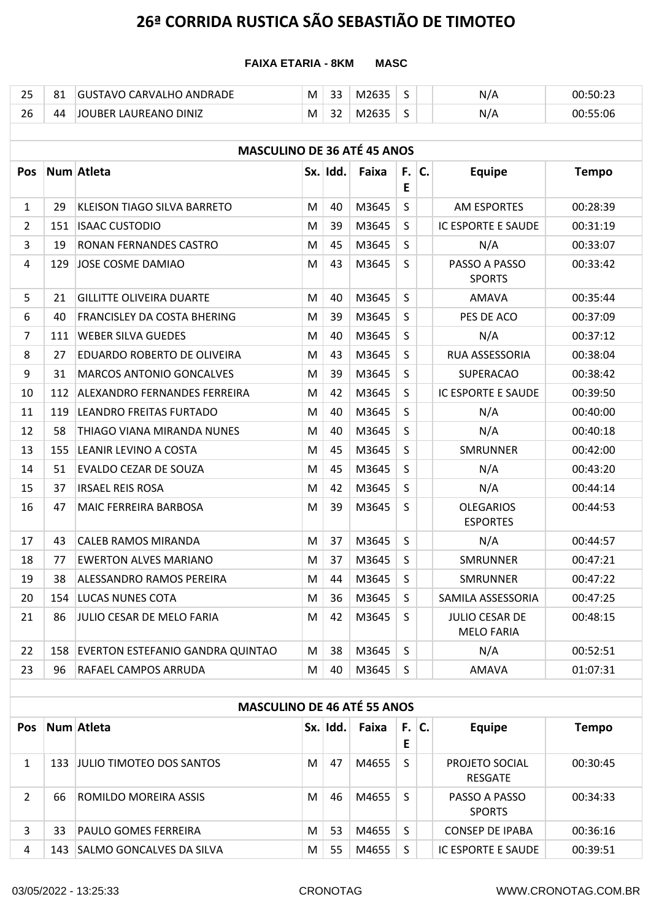# 26ª CORRIDA RUSTICA SÃO SEBASTIÃO DE TIMOTEO

**FAIXA ETARIA - 8KM MASC**

| Pos | Num | Atleta | Sx. | Idd. | Faixa | F. E | C. | Equipe | Tempo |
|---|---|---|---|---|---|---|---|---|---|
| 25 | 81 | GUSTAVO CARVALHO ANDRADE | M | 33 | M2635 | S | | N/A | 00:50:23 |
| 26 | 44 | JOUBER LAUREANO DINIZ | M | 32 | M2635 | S | | N/A | 00:55:06 |

## MASCULINO DE 36 ATÉ 45 ANOS

| Pos | Num | Atleta | Sx. | Idd. | Faixa | F. E | C. | Equipe | Tempo |
|---|---|---|---|---|---|---|---|---|---|
| 1 | 29 | KLEISON TIAGO SILVA BARRETO | M | 40 | M3645 | S | | AM ESPORTES | 00:28:39 |
| 2 | 151 | ISAAC CUSTODIO | M | 39 | M3645 | S | | IC ESPORTE E SAUDE | 00:31:19 |
| 3 | 19 | RONAN FERNANDES CASTRO | M | 45 | M3645 | S | | N/A | 00:33:07 |
| 4 | 129 | JOSE COSME DAMIAO | M | 43 | M3645 | S | | PASSO A PASSO SPORTS | 00:33:42 |
| 5 | 21 | GILLITTE OLIVEIRA DUARTE | M | 40 | M3645 | S | | AMAVA | 00:35:44 |
| 6 | 40 | FRANCISLEY DA COSTA BHERING | M | 39 | M3645 | S | | PES DE ACO | 00:37:09 |
| 7 | 111 | WEBER SILVA GUEDES | M | 40 | M3645 | S | | N/A | 00:37:12 |
| 8 | 27 | EDUARDO ROBERTO DE OLIVEIRA | M | 43 | M3645 | S | | RUA ASSESSORIA | 00:38:04 |
| 9 | 31 | MARCOS ANTONIO GONCALVES | M | 39 | M3645 | S | | SUPERACAO | 00:38:42 |
| 10 | 112 | ALEXANDRO FERNANDES FERREIRA | M | 42 | M3645 | S | | IC ESPORTE E SAUDE | 00:39:50 |
| 11 | 119 | LEANDRO FREITAS FURTADO | M | 40 | M3645 | S | | N/A | 00:40:00 |
| 12 | 58 | THIAGO VIANA MIRANDA NUNES | M | 40 | M3645 | S | | N/A | 00:40:18 |
| 13 | 155 | LEANIR LEVINO A COSTA | M | 45 | M3645 | S | | SMRUNNER | 00:42:00 |
| 14 | 51 | EVALDO CEZAR DE SOUZA | M | 45 | M3645 | S | | N/A | 00:43:20 |
| 15 | 37 | IRSAEL REIS ROSA | M | 42 | M3645 | S | | N/A | 00:44:14 |
| 16 | 47 | MAIC FERREIRA BARBOSA | M | 39 | M3645 | S | | OLEGARIOS ESPORTES | 00:44:53 |
| 17 | 43 | CALEB RAMOS MIRANDA | M | 37 | M3645 | S | | N/A | 00:44:57 |
| 18 | 77 | EWERTON ALVES MARIANO | M | 37 | M3645 | S | | SMRUNNER | 00:47:21 |
| 19 | 38 | ALESSANDRO RAMOS PEREIRA | M | 44 | M3645 | S | | SMRUNNER | 00:47:22 |
| 20 | 154 | LUCAS NUNES COTA | M | 36 | M3645 | S | | SAMILA ASSESSORIA | 00:47:25 |
| 21 | 86 | JULIO CESAR DE MELO FARIA | M | 42 | M3645 | S | | JULIO CESAR DE MELO FARIA | 00:48:15 |
| 22 | 158 | EVERTON ESTEFANIO GANDRA QUINTAO | M | 38 | M3645 | S | | N/A | 00:52:51 |
| 23 | 96 | RAFAEL CAMPOS ARRUDA | M | 40 | M3645 | S | | AMAVA | 01:07:31 |

## MASCULINO DE 46 ATÉ 55 ANOS

| Pos | Num | Atleta | Sx. | Idd. | Faixa | F. E | C. | Equipe | Tempo |
|---|---|---|---|---|---|---|---|---|---|
| 1 | 133 | JULIO TIMOTEO DOS SANTOS | M | 47 | M4655 | S | | PROJETO SOCIAL RESGATE | 00:30:45 |
| 2 | 66 | ROMILDO MOREIRA ASSIS | M | 46 | M4655 | S | | PASSO A PASSO SPORTS | 00:34:33 |
| 3 | 33 | PAULO GOMES FERREIRA | M | 53 | M4655 | S | | CONSEP DE IPABA | 00:36:16 |
| 4 | 143 | SALMO GONCALVES DA SILVA | M | 55 | M4655 | S | | IC ESPORTE E SAUDE | 00:39:51 |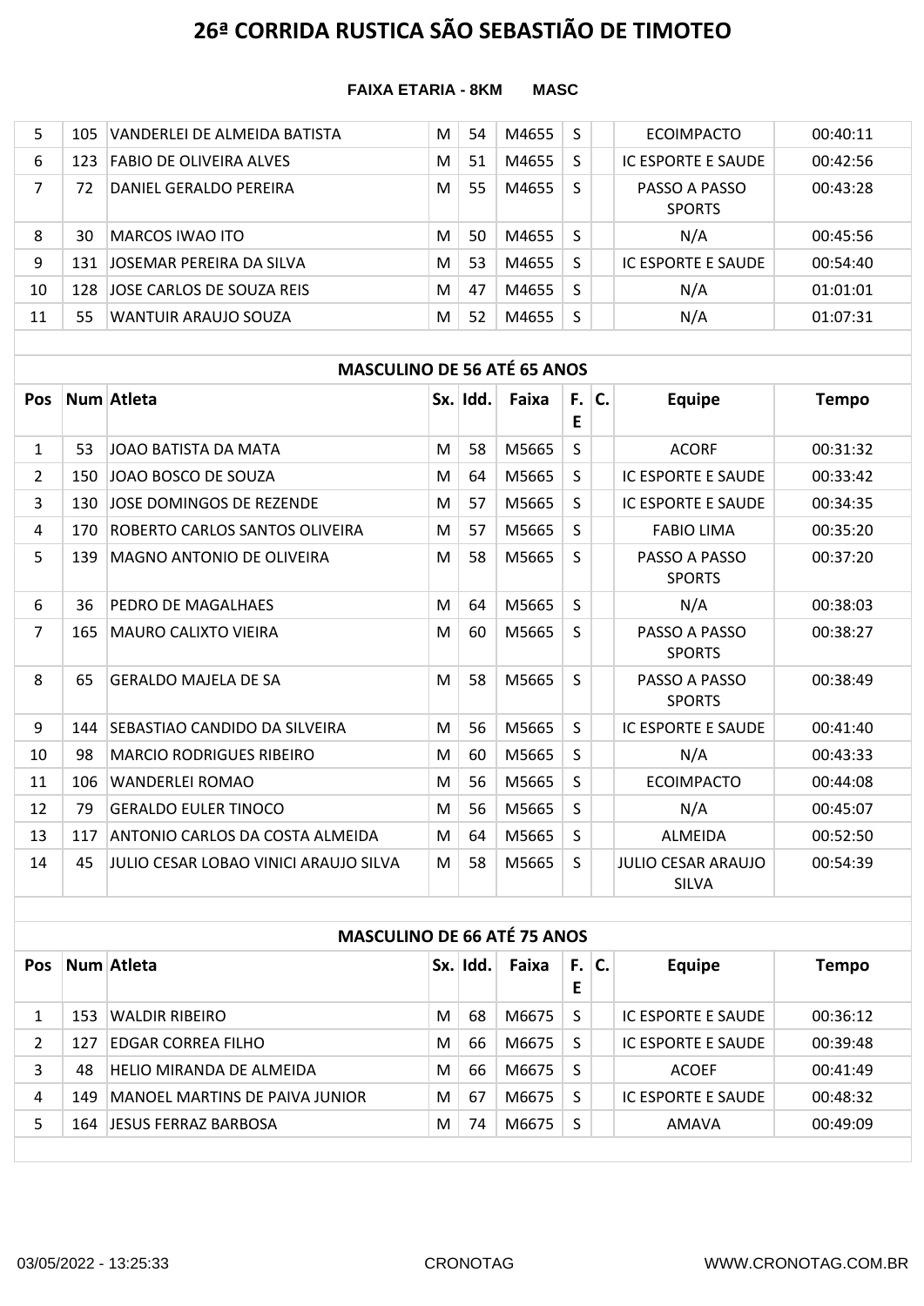# 26ª CORRIDA RUSTICA SÃO SEBASTIÃO DE TIMOTEO

**FAIXA ETARIA - 8KM MASC**

| Pos | Num | Atleta | Sx. | Idd. | Faixa | F. E | C. | Equipe | Tempo |
|---|---|---|---|---|---|---|---|---|---|
| 5 | 105 | VANDERLEI DE ALMEIDA BATISTA | M | 54 | M4655 | S | | ECOIMPACTO | 00:40:11 |
| 6 | 123 | FABIO DE OLIVEIRA ALVES | M | 51 | M4655 | S | | IC ESPORTE E SAUDE | 00:42:56 |
| 7 | 72 | DANIEL GERALDO PEREIRA | M | 55 | M4655 | S | | PASSO A PASSO SPORTS | 00:43:28 |
| 8 | 30 | MARCOS IWAO ITO | M | 50 | M4655 | S | | N/A | 00:45:56 |
| 9 | 131 | JOSEMAR PEREIRA DA SILVA | M | 53 | M4655 | S | | IC ESPORTE E SAUDE | 00:54:40 |
| 10 | 128 | JOSE CARLOS DE SOUZA REIS | M | 47 | M4655 | S | | N/A | 01:01:01 |
| 11 | 55 | WANTUIR ARAUJO SOUZA | M | 52 | M4655 | S | | N/A | 01:07:31 |

## MASCULINO DE 56 ATÉ 65 ANOS

| Pos | Num | Atleta | Sx. | Idd. | Faixa | F. E | C. | Equipe | Tempo |
|---|---|---|---|---|---|---|---|---|---|
| 1 | 53 | JOAO BATISTA DA MATA | M | 58 | M5665 | S | | ACORF | 00:31:32 |
| 2 | 150 | JOAO BOSCO DE SOUZA | M | 64 | M5665 | S | | IC ESPORTE E SAUDE | 00:33:42 |
| 3 | 130 | JOSE DOMINGOS DE REZENDE | M | 57 | M5665 | S | | IC ESPORTE E SAUDE | 00:34:35 |
| 4 | 170 | ROBERTO CARLOS SANTOS OLIVEIRA | M | 57 | M5665 | S | | FABIO LIMA | 00:35:20 |
| 5 | 139 | MAGNO ANTONIO DE OLIVEIRA | M | 58 | M5665 | S | | PASSO A PASSO SPORTS | 00:37:20 |
| 6 | 36 | PEDRO DE MAGALHAES | M | 64 | M5665 | S | | N/A | 00:38:03 |
| 7 | 165 | MAURO CALIXTO VIEIRA | M | 60 | M5665 | S | | PASSO A PASSO SPORTS | 00:38:27 |
| 8 | 65 | GERALDO MAJELA DE SA | M | 58 | M5665 | S | | PASSO A PASSO SPORTS | 00:38:49 |
| 9 | 144 | SEBASTIAO CANDIDO DA SILVEIRA | M | 56 | M5665 | S | | IC ESPORTE E SAUDE | 00:41:40 |
| 10 | 98 | MARCIO RODRIGUES RIBEIRO | M | 60 | M5665 | S | | N/A | 00:43:33 |
| 11 | 106 | WANDERLEI ROMAO | M | 56 | M5665 | S | | ECOIMPACTO | 00:44:08 |
| 12 | 79 | GERALDO EULER TINOCO | M | 56 | M5665 | S | | N/A | 00:45:07 |
| 13 | 117 | ANTONIO CARLOS DA COSTA ALMEIDA | M | 64 | M5665 | S | | ALMEIDA | 00:52:50 |
| 14 | 45 | JULIO CESAR LOBAO VINICI ARAUJO SILVA | M | 58 | M5665 | S | | JULIO CESAR ARAUJO SILVA | 00:54:39 |

## MASCULINO DE 66 ATÉ 75 ANOS

| Pos | Num | Atleta | Sx. | Idd. | Faixa | F. E | C. | Equipe | Tempo |
|---|---|---|---|---|---|---|---|---|---|
| 1 | 153 | WALDIR RIBEIRO | M | 68 | M6675 | S | | IC ESPORTE E SAUDE | 00:36:12 |
| 2 | 127 | EDGAR CORREA FILHO | M | 66 | M6675 | S | | IC ESPORTE E SAUDE | 00:39:48 |
| 3 | 48 | HELIO MIRANDA DE ALMEIDA | M | 66 | M6675 | S | | ACOEF | 00:41:49 |
| 4 | 149 | MANOEL MARTINS DE PAIVA JUNIOR | M | 67 | M6675 | S | | IC ESPORTE E SAUDE | 00:48:32 |
| 5 | 164 | JESUS FERRAZ BARBOSA | M | 74 | M6675 | S | | AMAVA | 00:49:09 |

03/05/2022 - 13:25:33 CRONOTAG WWW.CRONOTAG.COM.BR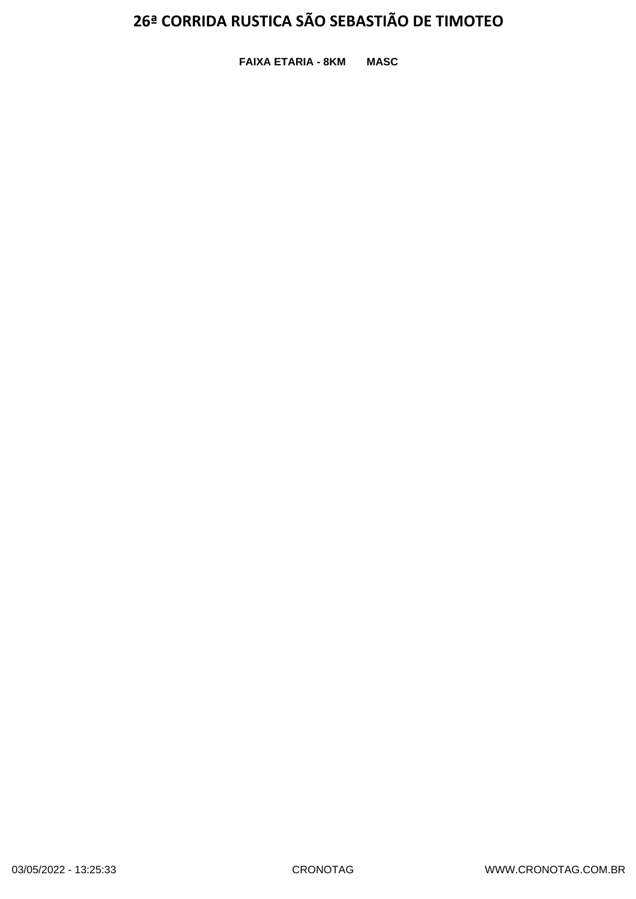# 26ª CORRIDA RUSTICA SÃO SEBASTIÃO DE TIMOTEO

**FAIXA ETARIA - 8KM MASC**